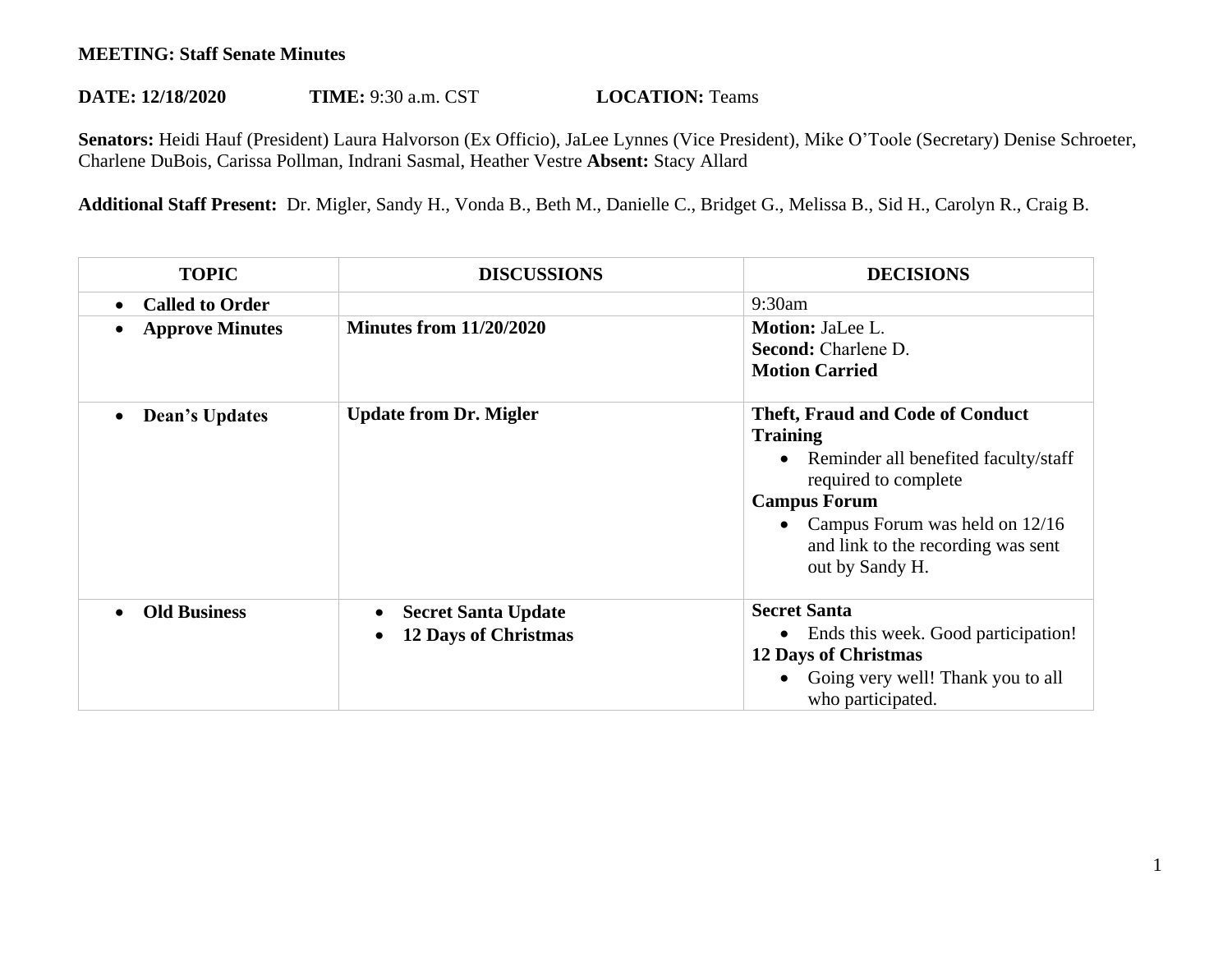**MEETING: Staff Senate Minutes**

**DATE: 12/18/2020** **TIME:** 9:30 a.m. CST **LOCATION:** Teams

**Senators:** Heidi Hauf (President) Laura Halvorson (Ex Officio), JaLee Lynnes (Vice President), Mike O'Toole (Secretary) Denise Schroeter, Charlene DuBois, Carissa Pollman, Indrani Sasmal, Heather Vestre **Absent:** Stacy Allard

**Additional Staff Present:** Dr. Migler, Sandy H., Vonda B., Beth M., Danielle C., Bridget G., Melissa B., Sid H., Carolyn R., Craig B.

| TOPIC | DISCUSSIONS | DECISIONS |
|---|---|---|
| • **Called to Order** | | 9:30am |
| • **Approve Minutes** | **Minutes from 11/20/2020** | **Motion:** JaLee L.<br>**Second:** Charlene D.<br>**Motion Carried** |
| • **Dean's Updates** | **Update from Dr. Migler** | **Theft, Fraud and Code of Conduct Training**<br>• Reminder all benefited faculty/staff required to complete<br>**Campus Forum**<br>• Campus Forum was held on 12/16 and link to the recording was sent out by Sandy H. |
| • **Old Business** | • **Secret Santa Update**<br>• **12 Days of Christmas** | **Secret Santa**<br>• Ends this week. Good participation!<br>**12 Days of Christmas**<br>• Going very well! Thank you to all who participated. |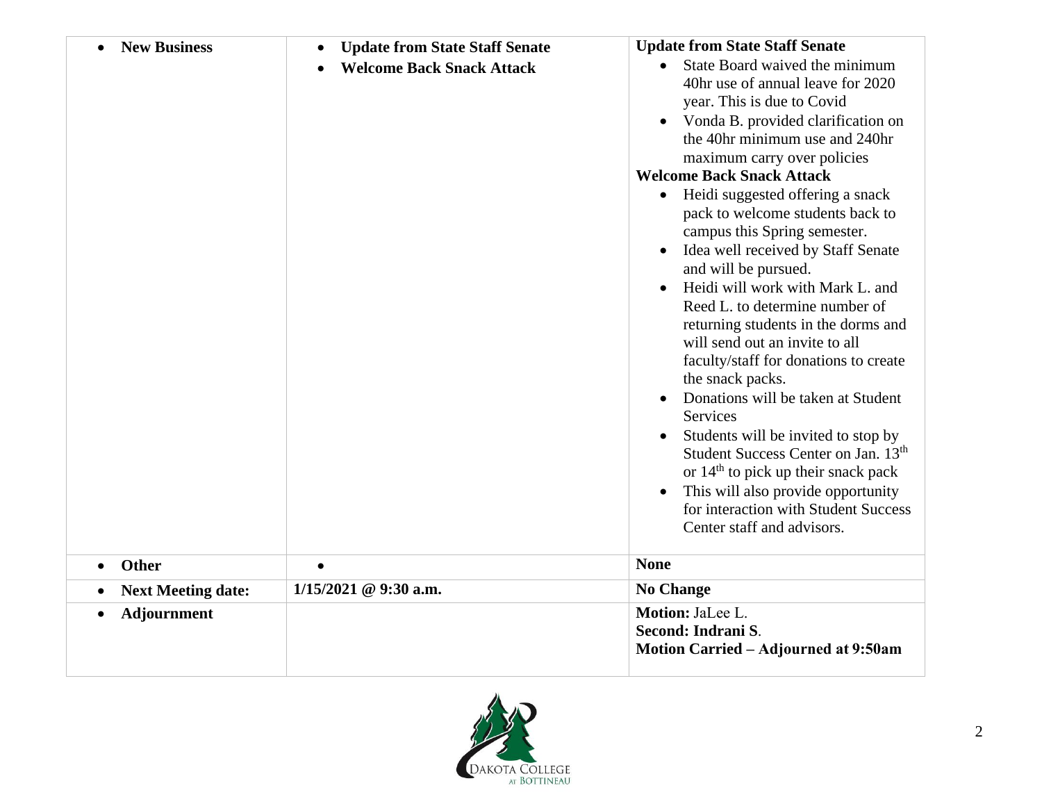| | | |
|---|---|---|
| • **New Business** | • **Update from State Staff Senate**<br>• **Welcome Back Snack Attack** | **Update from State Staff Senate**<br>• State Board waived the minimum 40hr use of annual leave for 2020 year. This is due to Covid<br>• Vonda B. provided clarification on the 40hr minimum use and 240hr maximum carry over policies<br>**Welcome Back Snack Attack**<br>• Heidi suggested offering a snack pack to welcome students back to campus this Spring semester.<br>• Idea well received by Staff Senate and will be pursued.<br>• Heidi will work with Mark L. and Reed L. to determine number of returning students in the dorms and will send out an invite to all faculty/staff for donations to create the snack packs.<br>• Donations will be taken at Student Services<br>• Students will be invited to stop by Student Success Center on Jan. 13th or 14th to pick up their snack pack<br>• This will also provide opportunity for interaction with Student Success Center staff and advisors. |
| • **Other** | • | **None** |
| • **Next Meeting date:** | **1/15/2021 @ 9:30 a.m.** | **No Change** |
| • **Adjournment** | | **Motion:** JaLee L.<br>**Second: Indrani S**.<br>**Motion Carried – Adjourned at 9:50am** |